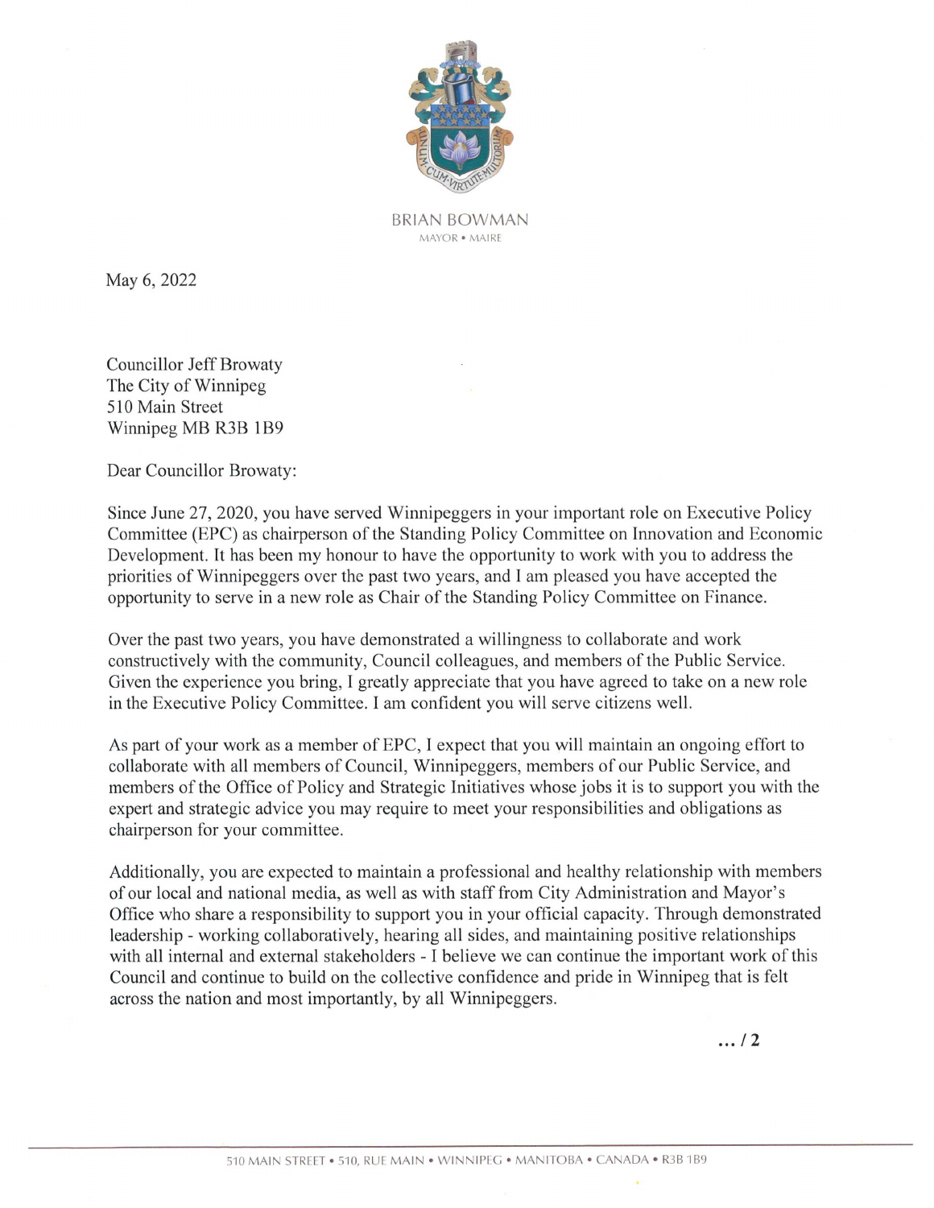BRIAN BOWMAN
MAYOR • MAIRE

May 6, 2022

Councillor Jeff Browaty
The City of Winnipeg
510 Main Street
Winnipeg MB R3B 1B9

Dear Councillor Browaty:

Since June 27, 2020, you have served Winnipeggers in your important role on Executive Policy Committee (EPC) as chairperson of the Standing Policy Committee on Innovation and Economic Development. It has been my honour to have the opportunity to work with you to address the priorities of Winnipeggers over the past two years, and I am pleased you have accepted the opportunity to serve in a new role as Chair of the Standing Policy Committee on Finance.

Over the past two years, you have demonstrated a willingness to collaborate and work constructively with the community, Council colleagues, and members of the Public Service. Given the experience you bring, I greatly appreciate that you have agreed to take on a new role in the Executive Policy Committee. I am confident you will serve citizens well.

As part of your work as a member of EPC, I expect that you will maintain an ongoing effort to collaborate with all members of Council, Winnipeggers, members of our Public Service, and members of the Office of Policy and Strategic Initiatives whose jobs it is to support you with the expert and strategic advice you may require to meet your responsibilities and obligations as chairperson for your committee.

Additionally, you are expected to maintain a professional and healthy relationship with members of our local and national media, as well as with staff from City Administration and Mayor's Office who share a responsibility to support you in your official capacity. Through demonstrated leadership - working collaboratively, hearing all sides, and maintaining positive relationships with all internal and external stakeholders - I believe we can continue the important work of this Council and continue to build on the collective confidence and pride in Winnipeg that is felt across the nation and most importantly, by all Winnipeggers.

... / 2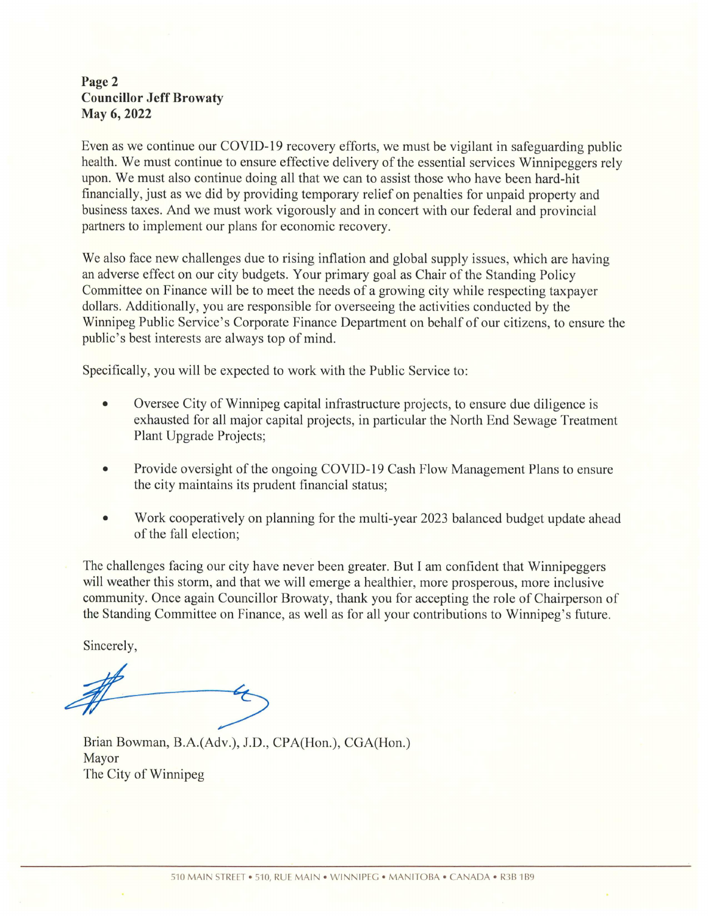**Page 2**
**Councillor Jeff Browaty**
**May 6, 2022**

Even as we continue our COVID-19 recovery efforts, we must be vigilant in safeguarding public health. We must continue to ensure effective delivery of the essential services Winnipeggers rely upon. We must also continue doing all that we can to assist those who have been hard-hit financially, just as we did by providing temporary relief on penalties for unpaid property and business taxes. And we must work vigorously and in concert with our federal and provincial partners to implement our plans for economic recovery.

We also face new challenges due to rising inflation and global supply issues, which are having an adverse effect on our city budgets. Your primary goal as Chair of the Standing Policy Committee on Finance will be to meet the needs of a growing city while respecting taxpayer dollars. Additionally, you are responsible for overseeing the activities conducted by the Winnipeg Public Service's Corporate Finance Department on behalf of our citizens, to ensure the public's best interests are always top of mind.

Specifically, you will be expected to work with the Public Service to:

- Oversee City of Winnipeg capital infrastructure projects, to ensure due diligence is exhausted for all major capital projects, in particular the North End Sewage Treatment Plant Upgrade Projects;
- Provide oversight of the ongoing COVID-19 Cash Flow Management Plans to ensure the city maintains its prudent financial status;
- Work cooperatively on planning for the multi-year 2023 balanced budget update ahead of the fall election;

The challenges facing our city have never been greater. But I am confident that Winnipeggers will weather this storm, and that we will emerge a healthier, more prosperous, more inclusive community. Once again Councillor Browaty, thank you for accepting the role of Chairperson of the Standing Committee on Finance, as well as for all your contributions to Winnipeg's future.

Sincerely,

Brian Bowman, B.A.(Adv.), J.D., CPA(Hon.), CGA(Hon.)
Mayor
The City of Winnipeg

510 MAIN STREET • 510, RUE MAIN • WINNIPEG • MANITOBA • CANADA • R3B 1B9